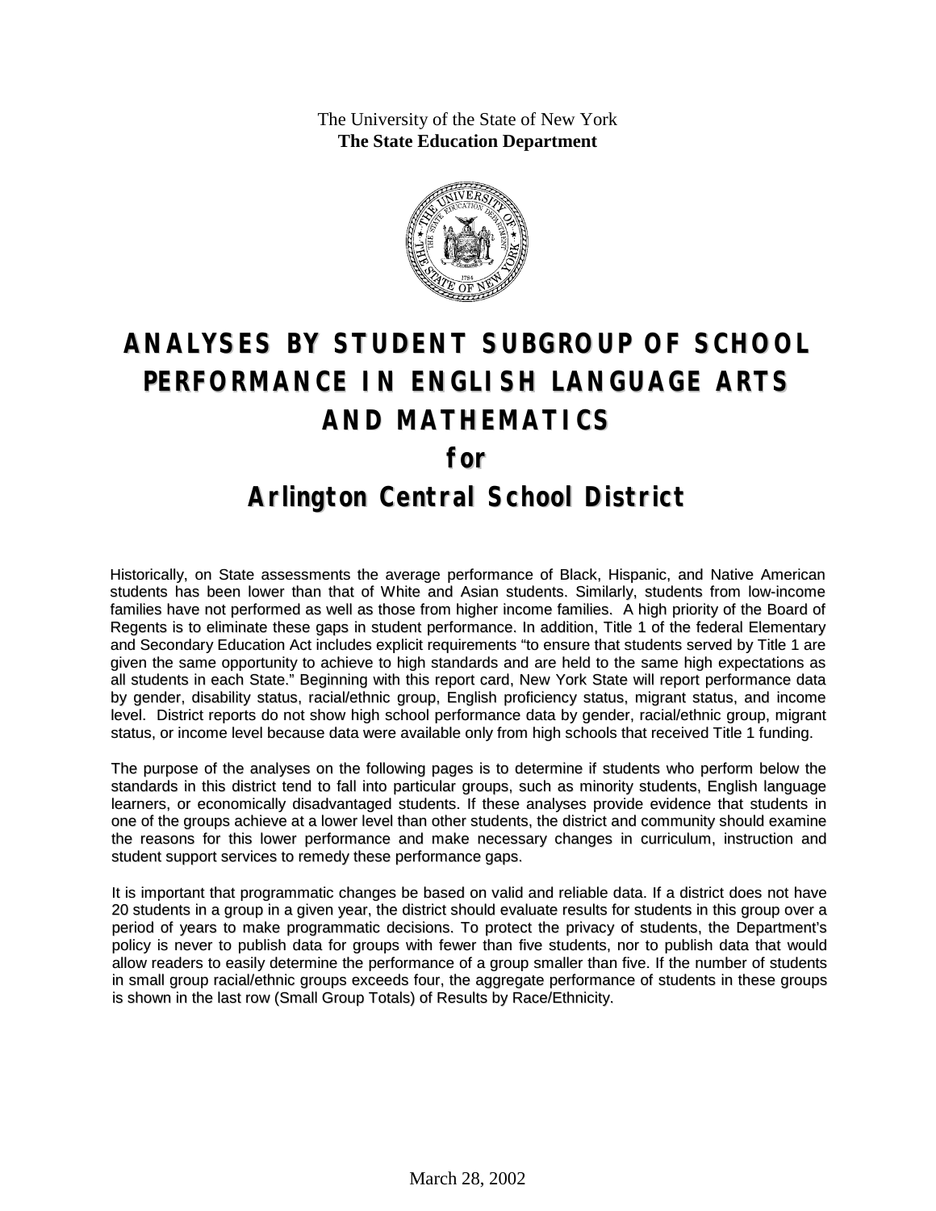The University of the State of New York
**The State Education Department**

# ANALYSES BY STUDENT SUBGROUP OF SCHOOL PERFORMANCE IN ENGLISH LANGUAGE ARTS AND MATHEMATICS

# for

# Arlington Central School District

Historically, on State assessments the average performance of Black, Hispanic, and Native American students has been lower than that of White and Asian students. Similarly, students from low-income families have not performed as well as those from higher income families. A high priority of the Board of Regents is to eliminate these gaps in student performance. In addition, Title 1 of the federal Elementary and Secondary Education Act includes explicit requirements "to ensure that students served by Title 1 are given the same opportunity to achieve to high standards and are held to the same high expectations as all students in each State." Beginning with this report card, New York State will report performance data by gender, disability status, racial/ethnic group, English proficiency status, migrant status, and income level. District reports do not show high school performance data by gender, racial/ethnic group, migrant status, or income level because data were available only from high schools that received Title 1 funding.

The purpose of the analyses on the following pages is to determine if students who perform below the standards in this district tend to fall into particular groups, such as minority students, English language learners, or economically disadvantaged students. If these analyses provide evidence that students in one of the groups achieve at a lower level than other students, the district and community should examine the reasons for this lower performance and make necessary changes in curriculum, instruction and student support services to remedy these performance gaps.

It is important that programmatic changes be based on valid and reliable data. If a district does not have 20 students in a group in a given year, the district should evaluate results for students in this group over a period of years to make programmatic decisions. To protect the privacy of students, the Department's policy is never to publish data for groups with fewer than five students, nor to publish data that would allow readers to easily determine the performance of a group smaller than five. If the number of students in small group racial/ethnic groups exceeds four, the aggregate performance of students in these groups is shown in the last row (Small Group Totals) of Results by Race/Ethnicity.

March 28, 2002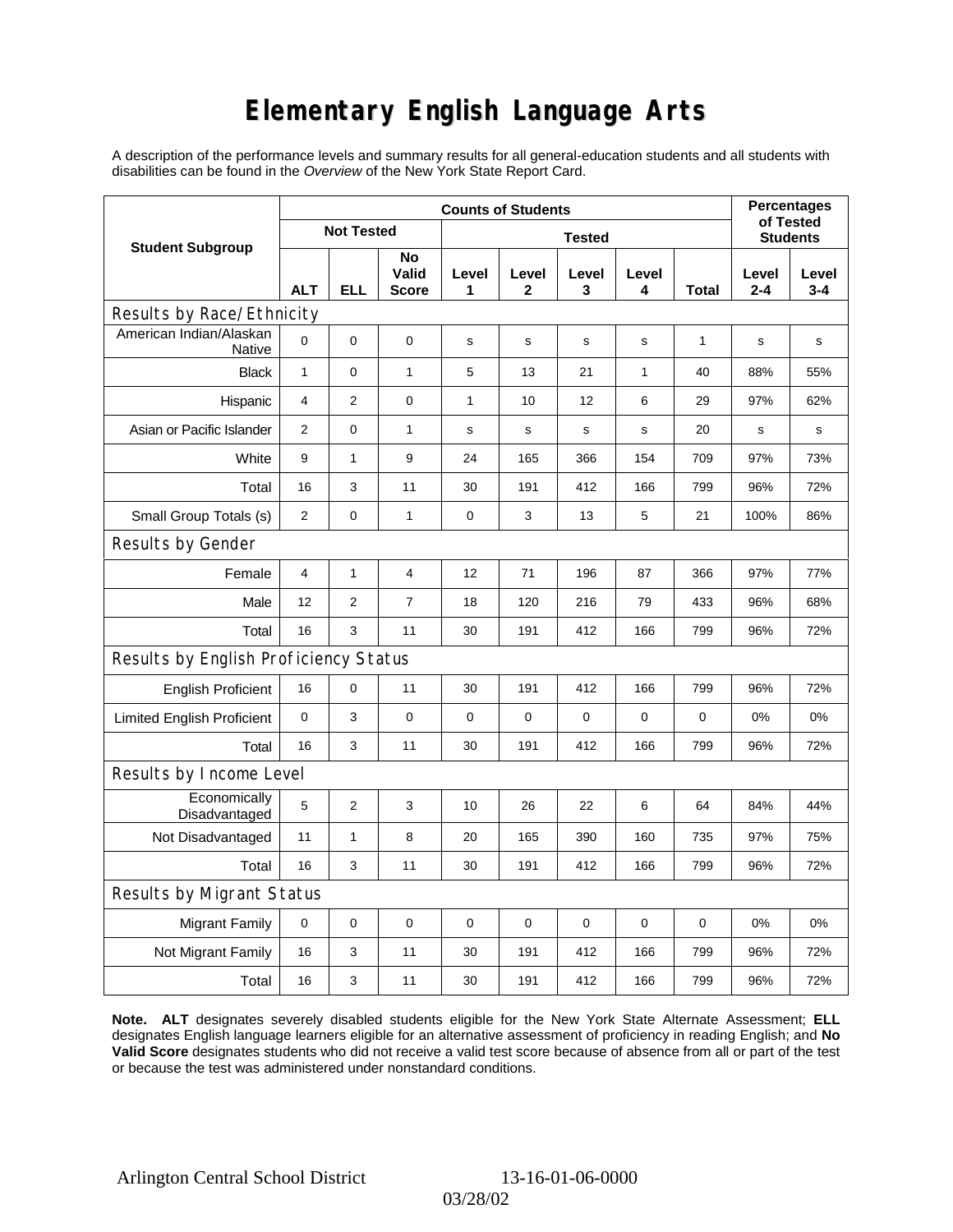# Elementary English Language Arts

A description of the performance levels and summary results for all general-education students and all students with disabilities can be found in the *Overview* of the New York State Report Card.

| Student Subgroup | Counts of Students | | | | | | | | Percentages of Tested Students | |
|---|---|---|---|---|---|---|---|---|---|---|
| | Not Tested | | | Tested | | | | | | |
| | ALT | ELL | No Valid Score | Level 1 | Level 2 | Level 3 | Level 4 | Total | Level 2-4 | Level 3-4 |
| **Results by Race/Ethnicity** | | | | | | | | | | |
| American Indian/Alaskan Native | 0 | 0 | 0 | s | s | s | s | 1 | s | s |
| Black | 1 | 0 | 1 | 5 | 13 | 21 | 1 | 40 | 88% | 55% |
| Hispanic | 4 | 2 | 0 | 1 | 10 | 12 | 6 | 29 | 97% | 62% |
| Asian or Pacific Islander | 2 | 0 | 1 | s | s | s | s | 20 | s | s |
| White | 9 | 1 | 9 | 24 | 165 | 366 | 154 | 709 | 97% | 73% |
| Total | 16 | 3 | 11 | 30 | 191 | 412 | 166 | 799 | 96% | 72% |
| Small Group Totals (s) | 2 | 0 | 1 | 0 | 3 | 13 | 5 | 21 | 100% | 86% |
| **Results by Gender** | | | | | | | | | | |
| Female | 4 | 1 | 4 | 12 | 71 | 196 | 87 | 366 | 97% | 77% |
| Male | 12 | 2 | 7 | 18 | 120 | 216 | 79 | 433 | 96% | 68% |
| Total | 16 | 3 | 11 | 30 | 191 | 412 | 166 | 799 | 96% | 72% |
| **Results by English Proficiency Status** | | | | | | | | | | |
| English Proficient | 16 | 0 | 11 | 30 | 191 | 412 | 166 | 799 | 96% | 72% |
| Limited English Proficient | 0 | 3 | 0 | 0 | 0 | 0 | 0 | 0 | 0% | 0% |
| Total | 16 | 3 | 11 | 30 | 191 | 412 | 166 | 799 | 96% | 72% |
| **Results by Income Level** | | | | | | | | | | |
| Economically Disadvantaged | 5 | 2 | 3 | 10 | 26 | 22 | 6 | 64 | 84% | 44% |
| Not Disadvantaged | 11 | 1 | 8 | 20 | 165 | 390 | 160 | 735 | 97% | 75% |
| Total | 16 | 3 | 11 | 30 | 191 | 412 | 166 | 799 | 96% | 72% |
| **Results by Migrant Status** | | | | | | | | | | |
| Migrant Family | 0 | 0 | 0 | 0 | 0 | 0 | 0 | 0 | 0% | 0% |
| Not Migrant Family | 16 | 3 | 11 | 30 | 191 | 412 | 166 | 799 | 96% | 72% |
| Total | 16 | 3 | 11 | 30 | 191 | 412 | 166 | 799 | 96% | 72% |

**Note. ALT** designates severely disabled students eligible for the New York State Alternate Assessment; **ELL** designates English language learners eligible for an alternative assessment of proficiency in reading English; and **No Valid Score** designates students who did not receive a valid test score because of absence from all or part of the test or because the test was administered under nonstandard conditions.

Arlington Central School District 13-16-01-06-0000

03/28/02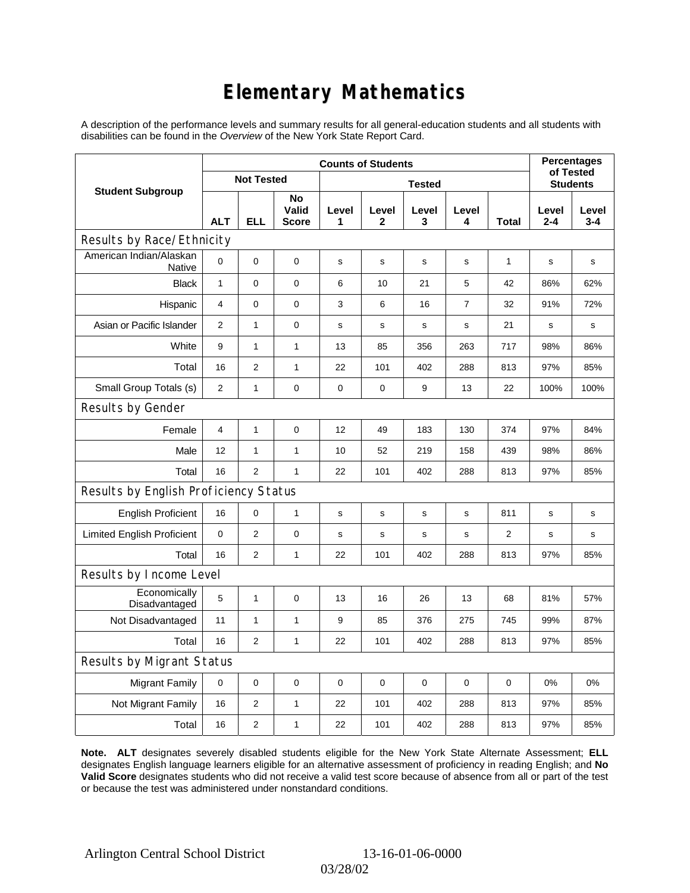# Elementary Mathematics

A description of the performance levels and summary results for all general-education students and all students with disabilities can be found in the *Overview* of the New York State Report Card.

| Student Subgroup | Counts of Students | | | | | | | | Percentages of Tested Students | |
|---|---|---|---|---|---|---|---|---|---|---|
| | Not Tested | | | Tested | | | | | | |
| | ALT | ELL | No Valid Score | Level 1 | Level 2 | Level 3 | Level 4 | Total | Level 2-4 | Level 3-4 |
| **Results by Race/Ethnicity** | | | | | | | | | | |
| American Indian/Alaskan Native | 0 | 0 | 0 | s | s | s | s | 1 | s | s |
| Black | 1 | 0 | 0 | 6 | 10 | 21 | 5 | 42 | 86% | 62% |
| Hispanic | 4 | 0 | 0 | 3 | 6 | 16 | 7 | 32 | 91% | 72% |
| Asian or Pacific Islander | 2 | 1 | 0 | s | s | s | s | 21 | s | s |
| White | 9 | 1 | 1 | 13 | 85 | 356 | 263 | 717 | 98% | 86% |
| Total | 16 | 2 | 1 | 22 | 101 | 402 | 288 | 813 | 97% | 85% |
| Small Group Totals (s) | 2 | 1 | 0 | 0 | 0 | 9 | 13 | 22 | 100% | 100% |
| **Results by Gender** | | | | | | | | | | |
| Female | 4 | 1 | 0 | 12 | 49 | 183 | 130 | 374 | 97% | 84% |
| Male | 12 | 1 | 1 | 10 | 52 | 219 | 158 | 439 | 98% | 86% |
| Total | 16 | 2 | 1 | 22 | 101 | 402 | 288 | 813 | 97% | 85% |
| **Results by English Proficiency Status** | | | | | | | | | | |
| English Proficient | 16 | 0 | 1 | s | s | s | s | 811 | s | s |
| Limited English Proficient | 0 | 2 | 0 | s | s | s | s | 2 | s | s |
| Total | 16 | 2 | 1 | 22 | 101 | 402 | 288 | 813 | 97% | 85% |
| **Results by Income Level** | | | | | | | | | | |
| Economically Disadvantaged | 5 | 1 | 0 | 13 | 16 | 26 | 13 | 68 | 81% | 57% |
| Not Disadvantaged | 11 | 1 | 1 | 9 | 85 | 376 | 275 | 745 | 99% | 87% |
| Total | 16 | 2 | 1 | 22 | 101 | 402 | 288 | 813 | 97% | 85% |
| **Results by Migrant Status** | | | | | | | | | | |
| Migrant Family | 0 | 0 | 0 | 0 | 0 | 0 | 0 | 0 | 0% | 0% |
| Not Migrant Family | 16 | 2 | 1 | 22 | 101 | 402 | 288 | 813 | 97% | 85% |
| Total | 16 | 2 | 1 | 22 | 101 | 402 | 288 | 813 | 97% | 85% |

**Note. ALT** designates severely disabled students eligible for the New York State Alternate Assessment; **ELL** designates English language learners eligible for an alternative assessment of proficiency in reading English; and **No Valid Score** designates students who did not receive a valid test score because of absence from all or part of the test or because the test was administered under nonstandard conditions.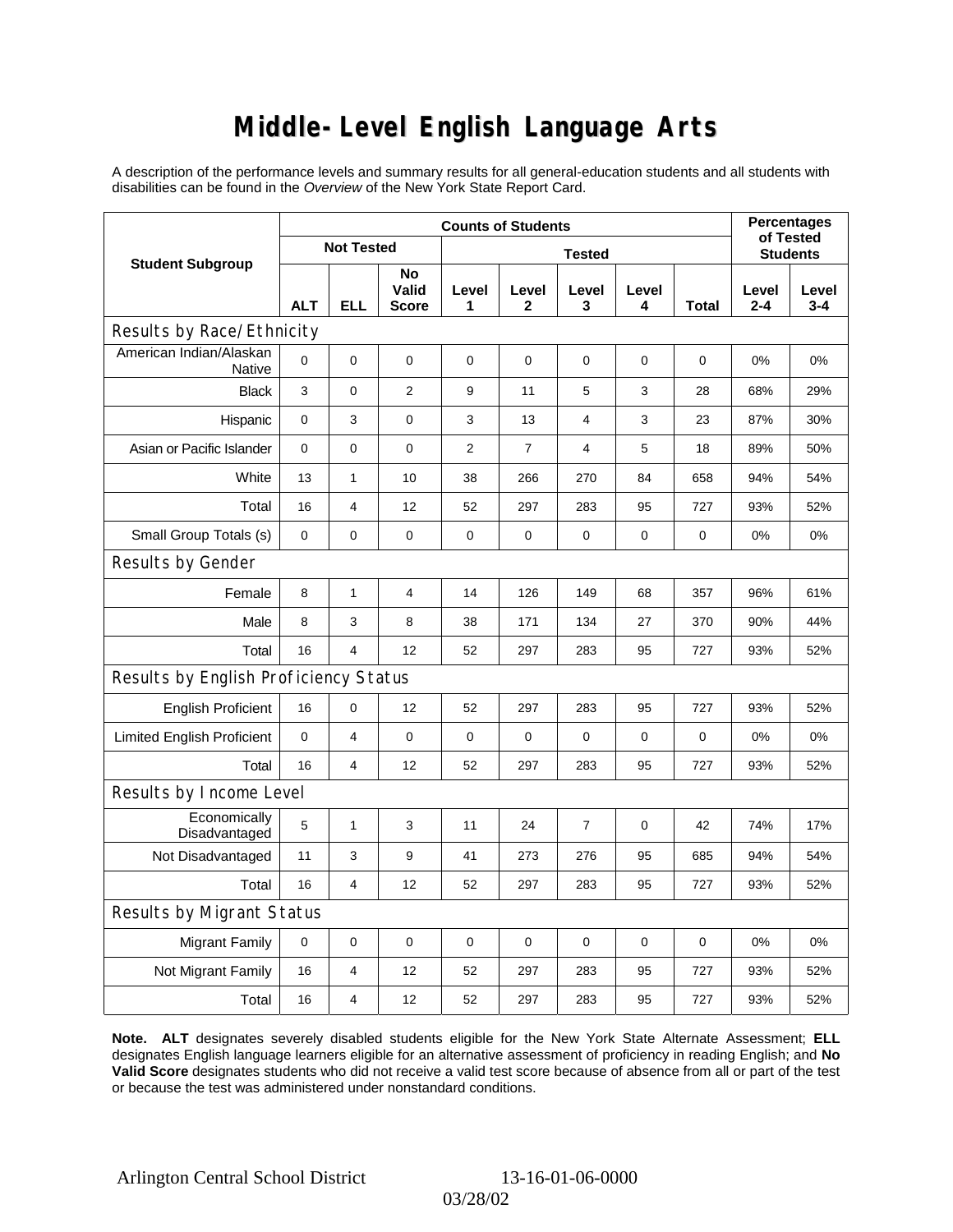# Middle-Level English Language Arts

A description of the performance levels and summary results for all general-education students and all students with disabilities can be found in the *Overview* of the New York State Report Card.

| Student Subgroup | Counts of Students | | | | | | | | Percentages of Tested Students | |
|---|---|---|---|---|---|---|---|---|---|---|
| | Not Tested | | | Tested | | | | | | |
| | ALT | ELL | No Valid Score | Level 1 | Level 2 | Level 3 | Level 4 | Total | Level 2-4 | Level 3-4 |
| **Results by Race/Ethnicity** | | | | | | | | | | |
| American Indian/Alaskan Native | 0 | 0 | 0 | 0 | 0 | 0 | 0 | 0 | 0% | 0% |
| Black | 3 | 0 | 2 | 9 | 11 | 5 | 3 | 28 | 68% | 29% |
| Hispanic | 0 | 3 | 0 | 3 | 13 | 4 | 3 | 23 | 87% | 30% |
| Asian or Pacific Islander | 0 | 0 | 0 | 2 | 7 | 4 | 5 | 18 | 89% | 50% |
| White | 13 | 1 | 10 | 38 | 266 | 270 | 84 | 658 | 94% | 54% |
| Total | 16 | 4 | 12 | 52 | 297 | 283 | 95 | 727 | 93% | 52% |
| Small Group Totals (s) | 0 | 0 | 0 | 0 | 0 | 0 | 0 | 0 | 0% | 0% |
| **Results by Gender** | | | | | | | | | | |
| Female | 8 | 1 | 4 | 14 | 126 | 149 | 68 | 357 | 96% | 61% |
| Male | 8 | 3 | 8 | 38 | 171 | 134 | 27 | 370 | 90% | 44% |
| Total | 16 | 4 | 12 | 52 | 297 | 283 | 95 | 727 | 93% | 52% |
| **Results by English Proficiency Status** | | | | | | | | | | |
| English Proficient | 16 | 0 | 12 | 52 | 297 | 283 | 95 | 727 | 93% | 52% |
| Limited English Proficient | 0 | 4 | 0 | 0 | 0 | 0 | 0 | 0 | 0% | 0% |
| Total | 16 | 4 | 12 | 52 | 297 | 283 | 95 | 727 | 93% | 52% |
| **Results by Income Level** | | | | | | | | | | |
| Economically Disadvantaged | 5 | 1 | 3 | 11 | 24 | 7 | 0 | 42 | 74% | 17% |
| Not Disadvantaged | 11 | 3 | 9 | 41 | 273 | 276 | 95 | 685 | 94% | 54% |
| Total | 16 | 4 | 12 | 52 | 297 | 283 | 95 | 727 | 93% | 52% |
| **Results by Migrant Status** | | | | | | | | | | |
| Migrant Family | 0 | 0 | 0 | 0 | 0 | 0 | 0 | 0 | 0% | 0% |
| Not Migrant Family | 16 | 4 | 12 | 52 | 297 | 283 | 95 | 727 | 93% | 52% |
| Total | 16 | 4 | 12 | 52 | 297 | 283 | 95 | 727 | 93% | 52% |

**Note. ALT** designates severely disabled students eligible for the New York State Alternate Assessment; **ELL** designates English language learners eligible for an alternative assessment of proficiency in reading English; and **No Valid Score** designates students who did not receive a valid test score because of absence from all or part of the test or because the test was administered under nonstandard conditions.

Arlington Central School District 13-16-01-06-0000

03/28/02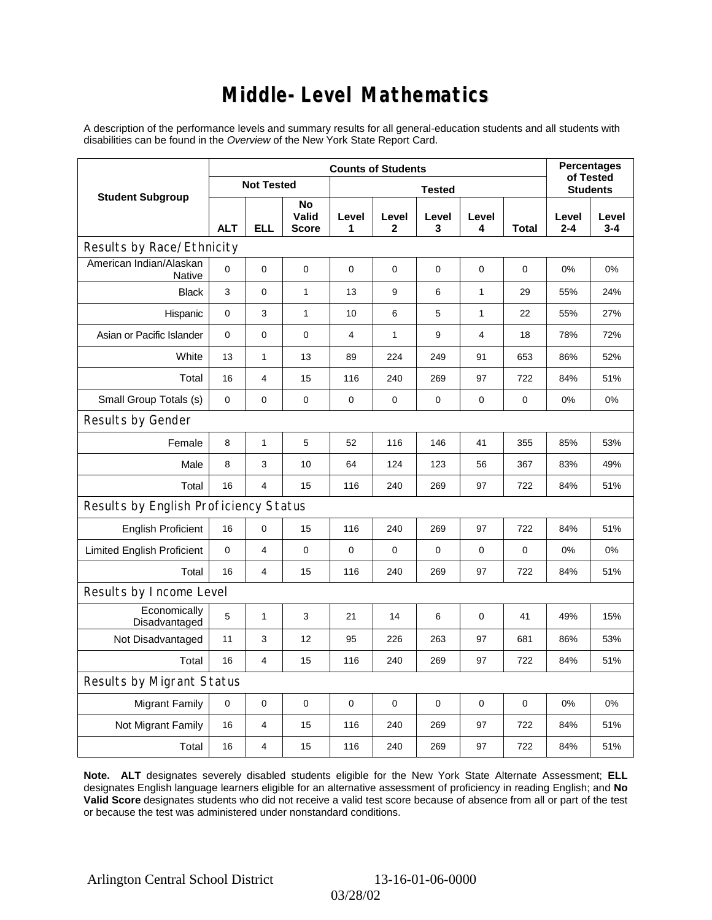# Middle-Level Mathematics

A description of the performance levels and summary results for all general-education students and all students with disabilities can be found in the *Overview* of the New York State Report Card.

| Student Subgroup | Counts of Students | | | | | | | | Percentages of Tested Students | |
|---|---|---|---|---|---|---|---|---|---|---|
| | Not Tested | | | Tested | | | | | | |
| | ALT | ELL | No Valid Score | Level 1 | Level 2 | Level 3 | Level 4 | Total | Level 2-4 | Level 3-4 |
| **Results by Race/Ethnicity** | | | | | | | | | | |
| American Indian/Alaskan Native | 0 | 0 | 0 | 0 | 0 | 0 | 0 | 0 | 0% | 0% |
| Black | 3 | 0 | 1 | 13 | 9 | 6 | 1 | 29 | 55% | 24% |
| Hispanic | 0 | 3 | 1 | 10 | 6 | 5 | 1 | 22 | 55% | 27% |
| Asian or Pacific Islander | 0 | 0 | 0 | 4 | 1 | 9 | 4 | 18 | 78% | 72% |
| White | 13 | 1 | 13 | 89 | 224 | 249 | 91 | 653 | 86% | 52% |
| Total | 16 | 4 | 15 | 116 | 240 | 269 | 97 | 722 | 84% | 51% |
| Small Group Totals (s) | 0 | 0 | 0 | 0 | 0 | 0 | 0 | 0 | 0% | 0% |
| **Results by Gender** | | | | | | | | | | |
| Female | 8 | 1 | 5 | 52 | 116 | 146 | 41 | 355 | 85% | 53% |
| Male | 8 | 3 | 10 | 64 | 124 | 123 | 56 | 367 | 83% | 49% |
| Total | 16 | 4 | 15 | 116 | 240 | 269 | 97 | 722 | 84% | 51% |
| **Results by English Proficiency Status** | | | | | | | | | | |
| English Proficient | 16 | 0 | 15 | 116 | 240 | 269 | 97 | 722 | 84% | 51% |
| Limited English Proficient | 0 | 4 | 0 | 0 | 0 | 0 | 0 | 0 | 0% | 0% |
| Total | 16 | 4 | 15 | 116 | 240 | 269 | 97 | 722 | 84% | 51% |
| **Results by Income Level** | | | | | | | | | | |
| Economically Disadvantaged | 5 | 1 | 3 | 21 | 14 | 6 | 0 | 41 | 49% | 15% |
| Not Disadvantaged | 11 | 3 | 12 | 95 | 226 | 263 | 97 | 681 | 86% | 53% |
| Total | 16 | 4 | 15 | 116 | 240 | 269 | 97 | 722 | 84% | 51% |
| **Results by Migrant Status** | | | | | | | | | | |
| Migrant Family | 0 | 0 | 0 | 0 | 0 | 0 | 0 | 0 | 0% | 0% |
| Not Migrant Family | 16 | 4 | 15 | 116 | 240 | 269 | 97 | 722 | 84% | 51% |
| Total | 16 | 4 | 15 | 116 | 240 | 269 | 97 | 722 | 84% | 51% |

**Note. ALT** designates severely disabled students eligible for the New York State Alternate Assessment; **ELL** designates English language learners eligible for an alternative assessment of proficiency in reading English; and **No Valid Score** designates students who did not receive a valid test score because of absence from all or part of the test or because the test was administered under nonstandard conditions.

Arlington Central School District 13-16-01-06-0000

03/28/02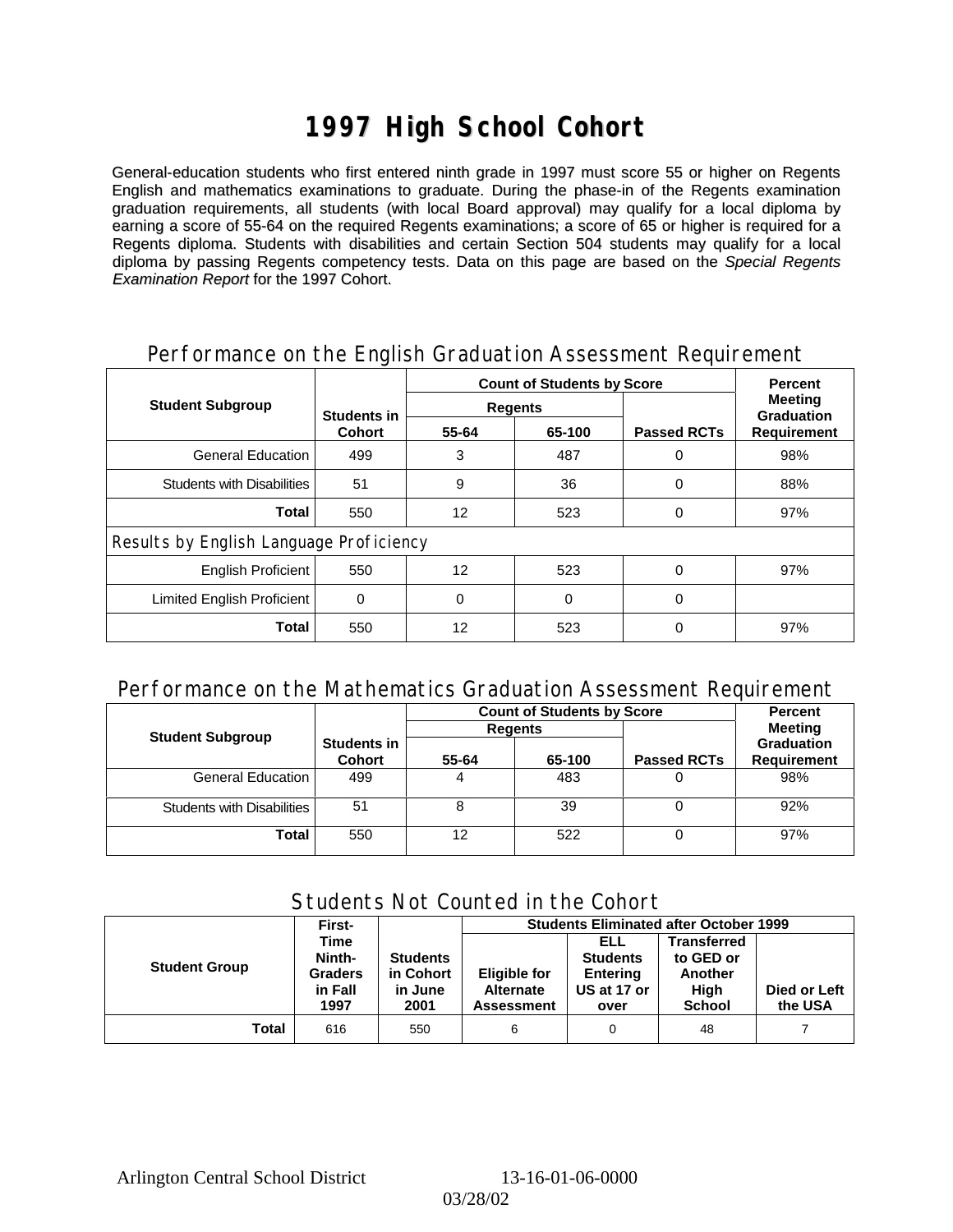# 1997 High School Cohort

General-education students who first entered ninth grade in 1997 must score 55 or higher on Regents English and mathematics examinations to graduate. During the phase-in of the Regents examination graduation requirements, all students (with local Board approval) may qualify for a local diploma by earning a score of 55-64 on the required Regents examinations; a score of 65 or higher is required for a Regents diploma. Students with disabilities and certain Section 504 students may qualify for a local diploma by passing Regents competency tests. Data on this page are based on the *Special Regents Examination Report* for the 1997 Cohort.

## Performance on the English Graduation Assessment Requirement

| Student Subgroup | Students in Cohort | Count of Students by Score | | | Percent Meeting Graduation Requirement |
|---|---|---|---|---|---|
| | | Regents | | | |
| | | 55-64 | 65-100 | Passed RCTs | |
| General Education | 499 | 3 | 487 | 0 | 98% |
| Students with Disabilities | 51 | 9 | 36 | 0 | 88% |
| **Total** | 550 | 12 | 523 | 0 | 97% |
| Results by English Language Proficiency | | | | | |
| English Proficient | 550 | 12 | 523 | 0 | 97% |
| Limited English Proficient | 0 | 0 | 0 | 0 | |
| **Total** | 550 | 12 | 523 | 0 | 97% |

## Performance on the Mathematics Graduation Assessment Requirement

| Student Subgroup | Students in Cohort | Count of Students by Score | | | Percent Meeting Graduation Requirement |
|---|---|---|---|---|---|
| | | Regents | | | |
| | | 55-64 | 65-100 | Passed RCTs | |
| General Education | 499 | 4 | 483 | 0 | 98% |
| Students with Disabilities | 51 | 8 | 39 | 0 | 92% |
| **Total** | 550 | 12 | 522 | 0 | 97% |

## Students Not Counted in the Cohort

| Student Group | First-Time Ninth-Graders in Fall 1997 | Students in Cohort in June 2001 | Students Eliminated after October 1999 | | | |
|---|---|---|---|---|---|---|
| | | | Eligible for Alternate Assessment | ELL Students Entering US at 17 or over | Transferred to GED or Another High School | Died or Left the USA |
| **Total** | 616 | 550 | 6 | 0 | 48 | 7 |

Arlington Central School District 13-16-01-06-0000

03/28/02